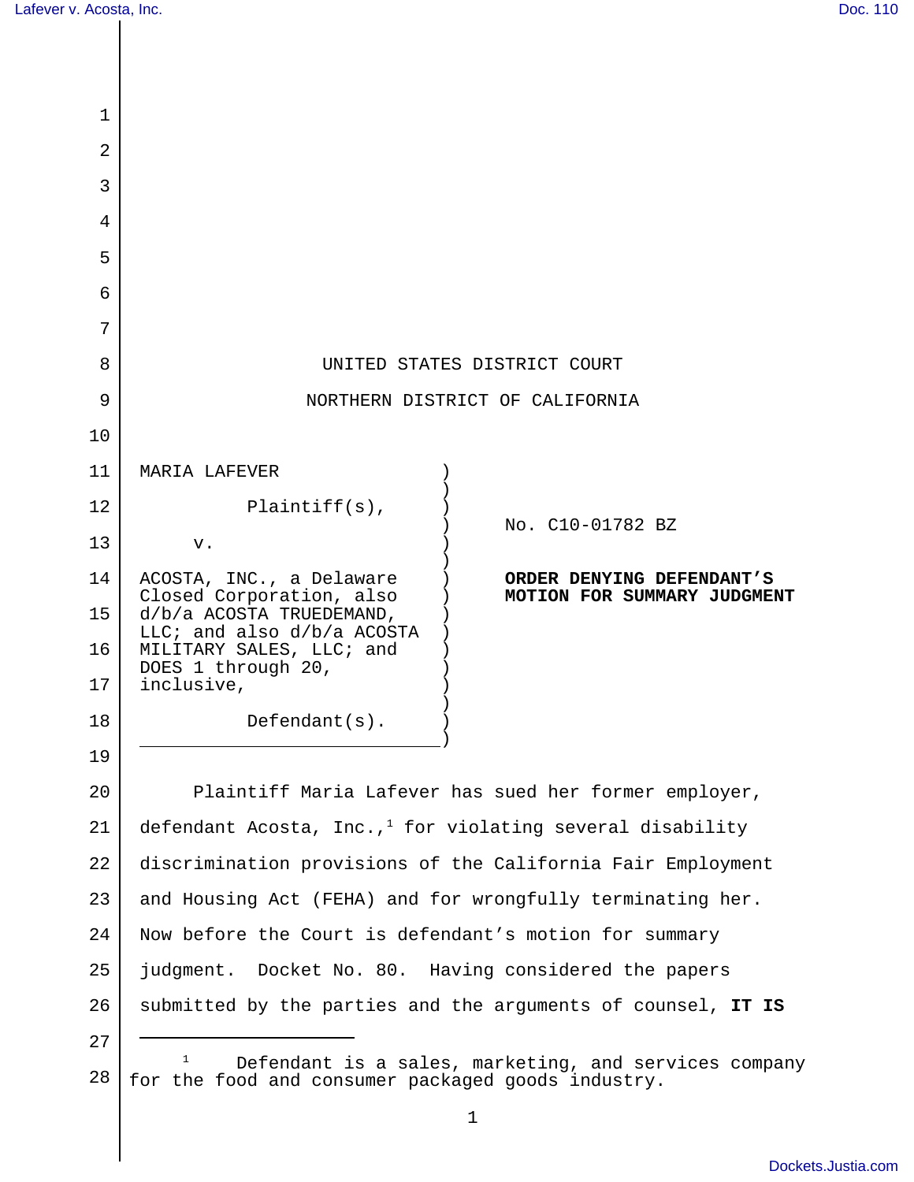UNITED STATES DISTRICT COURT

NORTHERN DISTRICT OF CALIFORNIA

MARIA LAFEVER,

Plaintiff(s),

v.

ACOSTA, INC., a Delaware Closed Corporation, also d/b/a ACOSTA TRUEDEMAND, LLC; and also d/b/a ACOSTA MILITARY SALES, LLC; and DOES 1 through 20, inclusive,

Defendant(s).

No. C10-01782 BZ

**ORDER DENYING DEFENDANT'S MOTION FOR SUMMARY JUDGMENT**

Plaintiff Maria Lafever has sued her former employer, defendant Acosta, Inc.,[1] for violating several disability discrimination provisions of the California Fair Employment and Housing Act (FEHA) and for wrongfully terminating her. Now before the Court is defendant's motion for summary judgment. Docket No. 80. Having considered the papers submitted by the parties and the arguments of counsel, **IT IS**

[1] Defendant is a sales, marketing, and services company for the food and consumer packaged goods industry.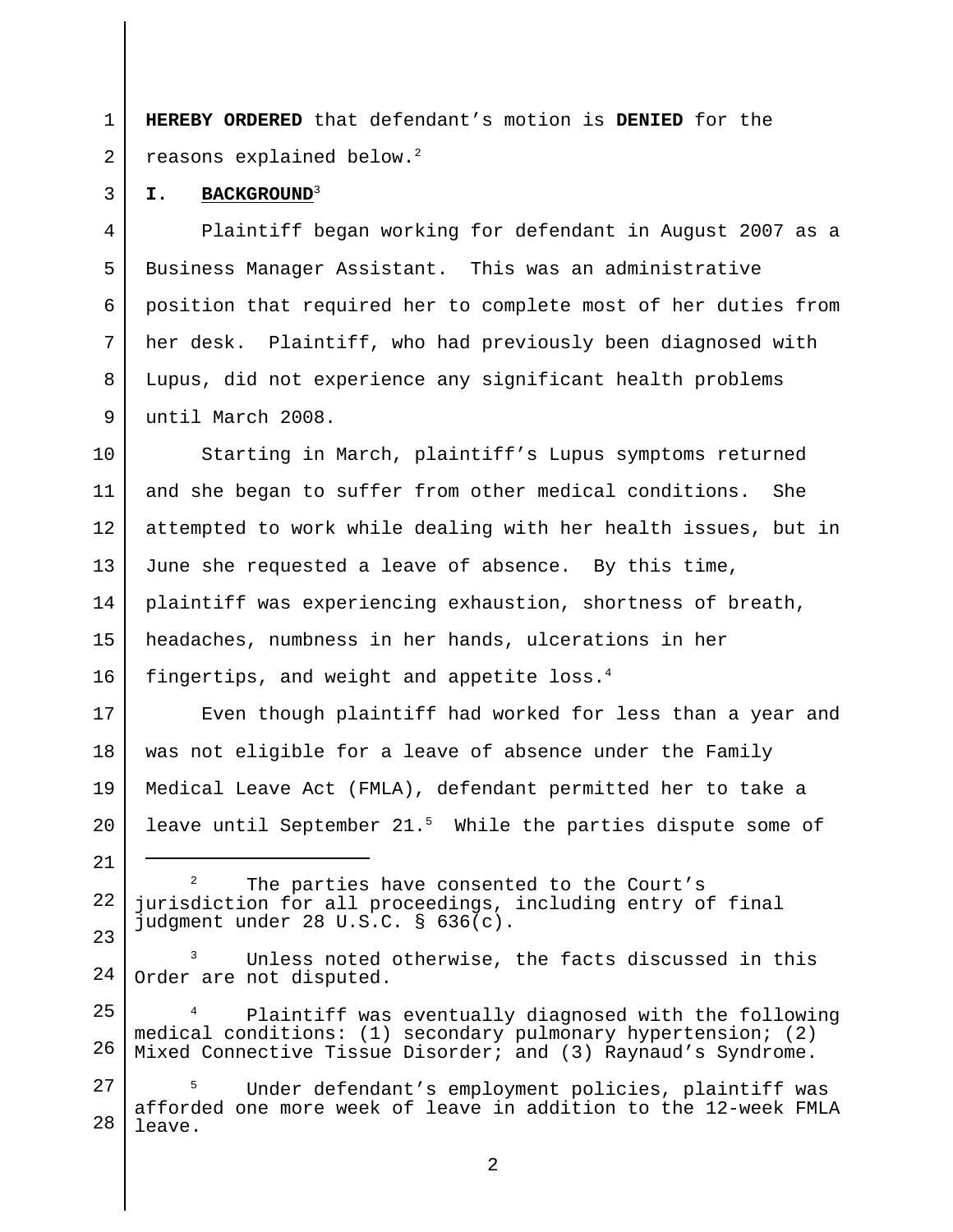**HEREBY ORDERED** that defendant's motion is **DENIED** for the reasons explained below.[2]

## I. BACKGROUND[3]

Plaintiff began working for defendant in August 2007 as a Business Manager Assistant. This was an administrative position that required her to complete most of her duties from her desk. Plaintiff, who had previously been diagnosed with Lupus, did not experience any significant health problems until March 2008.

Starting in March, plaintiff's Lupus symptoms returned and she began to suffer from other medical conditions. She attempted to work while dealing with her health issues, but in June she requested a leave of absence. By this time, plaintiff was experiencing exhaustion, shortness of breath, headaches, numbness in her hands, ulcerations in her fingertips, and weight and appetite loss.[4]

Even though plaintiff had worked for less than a year and was not eligible for a leave of absence under the Family Medical Leave Act (FMLA), defendant permitted her to take a leave until September 21.[5] While the parties dispute some of

---

[2] The parties have consented to the Court's jurisdiction for all proceedings, including entry of final judgment under 28 U.S.C. § 636(c).

[3] Unless noted otherwise, the facts discussed in this Order are not disputed.

[4] Plaintiff was eventually diagnosed with the following medical conditions: (1) secondary pulmonary hypertension; (2) Mixed Connective Tissue Disorder; and (3) Raynaud's Syndrome.

[5] Under defendant's employment policies, plaintiff was afforded one more week of leave in addition to the 12-week FMLA leave.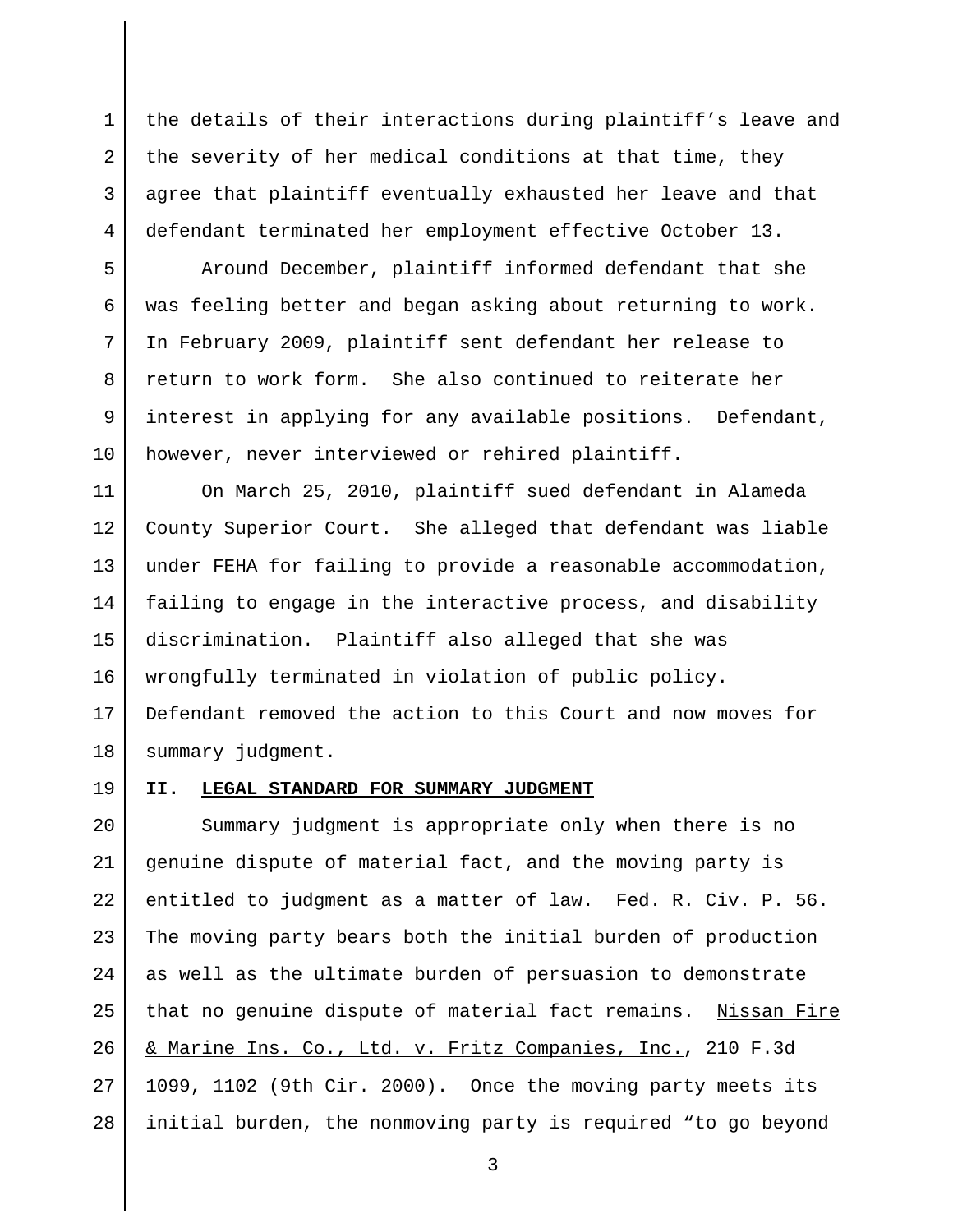the details of their interactions during plaintiff's leave and the severity of her medical conditions at that time, they agree that plaintiff eventually exhausted her leave and that defendant terminated her employment effective October 13.

Around December, plaintiff informed defendant that she was feeling better and began asking about returning to work. In February 2009, plaintiff sent defendant her release to return to work form. She also continued to reiterate her interest in applying for any available positions. Defendant, however, never interviewed or rehired plaintiff.

On March 25, 2010, plaintiff sued defendant in Alameda County Superior Court. She alleged that defendant was liable under FEHA for failing to provide a reasonable accommodation, failing to engage in the interactive process, and disability discrimination. Plaintiff also alleged that she was wrongfully terminated in violation of public policy. Defendant removed the action to this Court and now moves for summary judgment.

## II. LEGAL STANDARD FOR SUMMARY JUDGMENT

Summary judgment is appropriate only when there is no genuine dispute of material fact, and the moving party is entitled to judgment as a matter of law. Fed. R. Civ. P. 56. The moving party bears both the initial burden of production as well as the ultimate burden of persuasion to demonstrate that no genuine dispute of material fact remains. Nissan Fire & Marine Ins. Co., Ltd. v. Fritz Companies, Inc., 210 F.3d 1099, 1102 (9th Cir. 2000). Once the moving party meets its initial burden, the nonmoving party is required "to go beyond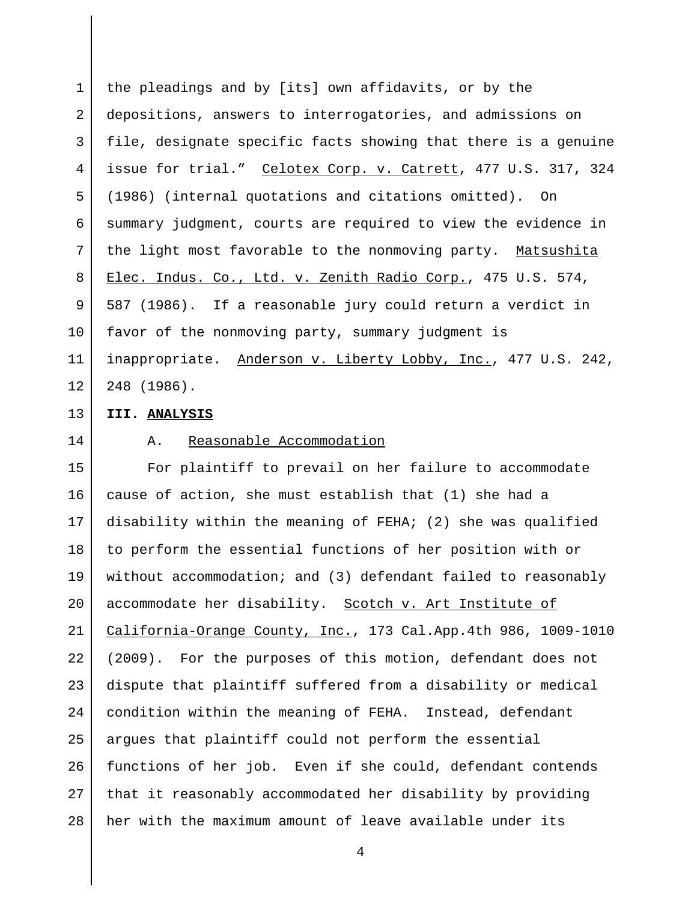the pleadings and by [its] own affidavits, or by the depositions, answers to interrogatories, and admissions on file, designate specific facts showing that there is a genuine issue for trial." Celotex Corp. v. Catrett, 477 U.S. 317, 324 (1986) (internal quotations and citations omitted). On summary judgment, courts are required to view the evidence in the light most favorable to the nonmoving party. Matsushita Elec. Indus. Co., Ltd. v. Zenith Radio Corp., 475 U.S. 574, 587 (1986). If a reasonable jury could return a verdict in favor of the nonmoving party, summary judgment is inappropriate. Anderson v. Liberty Lobby, Inc., 477 U.S. 242, 248 (1986).

## III. ANALYSIS

### A. Reasonable Accommodation

For plaintiff to prevail on her failure to accommodate cause of action, she must establish that (1) she had a disability within the meaning of FEHA; (2) she was qualified to perform the essential functions of her position with or without accommodation; and (3) defendant failed to reasonably accommodate her disability. Scotch v. Art Institute of California-Orange County, Inc., 173 Cal.App.4th 986, 1009-1010 (2009). For the purposes of this motion, defendant does not dispute that plaintiff suffered from a disability or medical condition within the meaning of FEHA. Instead, defendant argues that plaintiff could not perform the essential functions of her job. Even if she could, defendant contends that it reasonably accommodated her disability by providing her with the maximum amount of leave available under its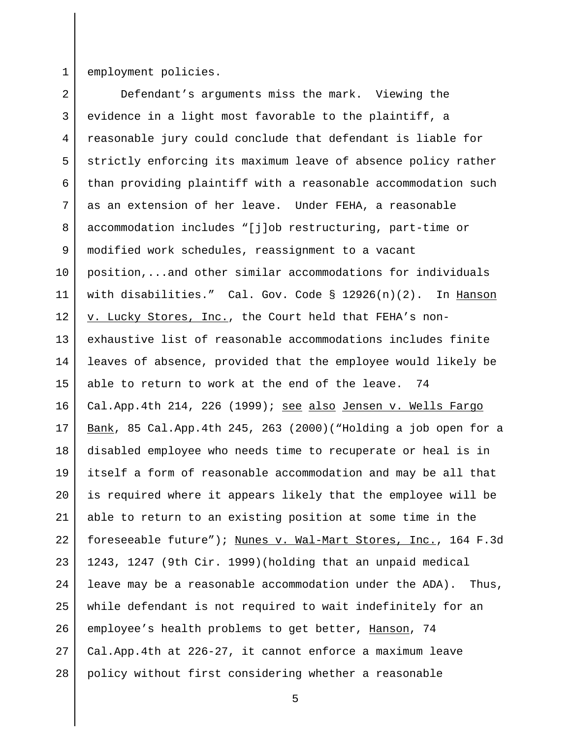employment policies.

Defendant's arguments miss the mark. Viewing the evidence in a light most favorable to the plaintiff, a reasonable jury could conclude that defendant is liable for strictly enforcing its maximum leave of absence policy rather than providing plaintiff with a reasonable accommodation such as an extension of her leave. Under FEHA, a reasonable accommodation includes "[j]ob restructuring, part-time or modified work schedules, reassignment to a vacant position,...and other similar accommodations for individuals with disabilities." Cal. Gov. Code § 12926(n)(2). In Hanson v. Lucky Stores, Inc., the Court held that FEHA's non-exhaustive list of reasonable accommodations includes finite leaves of absence, provided that the employee would likely be able to return to work at the end of the leave. 74 Cal.App.4th 214, 226 (1999); see also Jensen v. Wells Fargo Bank, 85 Cal.App.4th 245, 263 (2000)("Holding a job open for a disabled employee who needs time to recuperate or heal is in itself a form of reasonable accommodation and may be all that is required where it appears likely that the employee will be able to return to an existing position at some time in the foreseeable future"); Nunes v. Wal-Mart Stores, Inc., 164 F.3d 1243, 1247 (9th Cir. 1999)(holding that an unpaid medical leave may be a reasonable accommodation under the ADA). Thus, while defendant is not required to wait indefinitely for an employee's health problems to get better, Hanson, 74 Cal.App.4th at 226-27, it cannot enforce a maximum leave policy without first considering whether a reasonable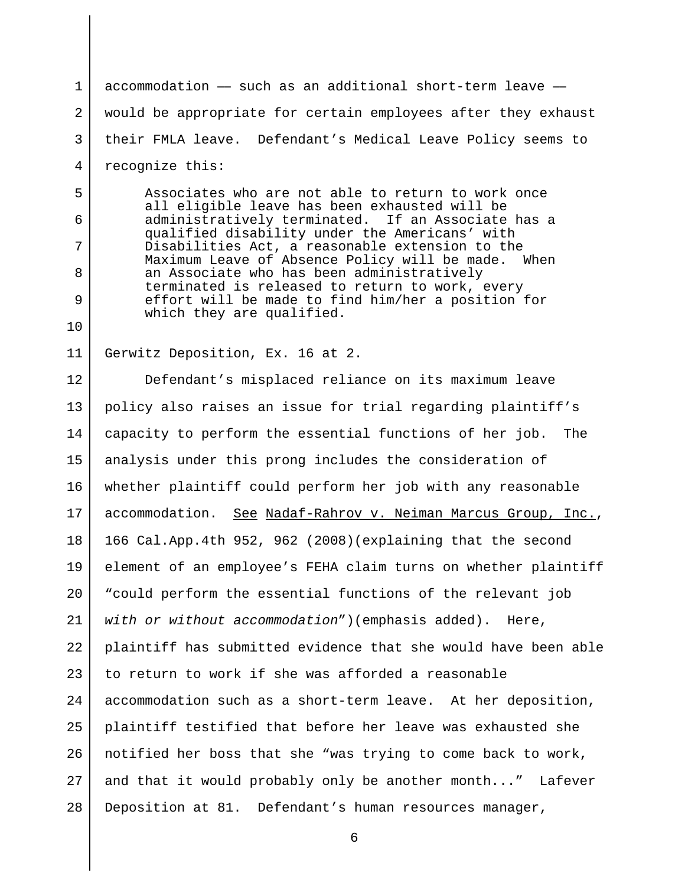accommodation —— such as an additional short-term leave —— would be appropriate for certain employees after they exhaust their FMLA leave. Defendant's Medical Leave Policy seems to recognize this:

> Associates who are not able to return to work once all eligible leave has been exhausted will be administratively terminated. If an Associate has a qualified disability under the Americans' with Disabilities Act, a reasonable extension to the Maximum Leave of Absence Policy will be made. When an Associate who has been administratively terminated is released to return to work, every effort will be made to find him/her a position for which they are qualified.

Gerwitz Deposition, Ex. 16 at 2.

Defendant's misplaced reliance on its maximum leave policy also raises an issue for trial regarding plaintiff's capacity to perform the essential functions of her job. The analysis under this prong includes the consideration of whether plaintiff could perform her job with any reasonable accommodation. See Nadaf-Rahrov v. Neiman Marcus Group, Inc., 166 Cal.App.4th 952, 962 (2008)(explaining that the second element of an employee's FEHA claim turns on whether plaintiff "could perform the essential functions of the relevant job *with or without accommodation*")(emphasis added). Here, plaintiff has submitted evidence that she would have been able to return to work if she was afforded a reasonable accommodation such as a short-term leave. At her deposition, plaintiff testified that before her leave was exhausted she notified her boss that she "was trying to come back to work, and that it would probably only be another month..." Lafever Deposition at 81. Defendant's human resources manager,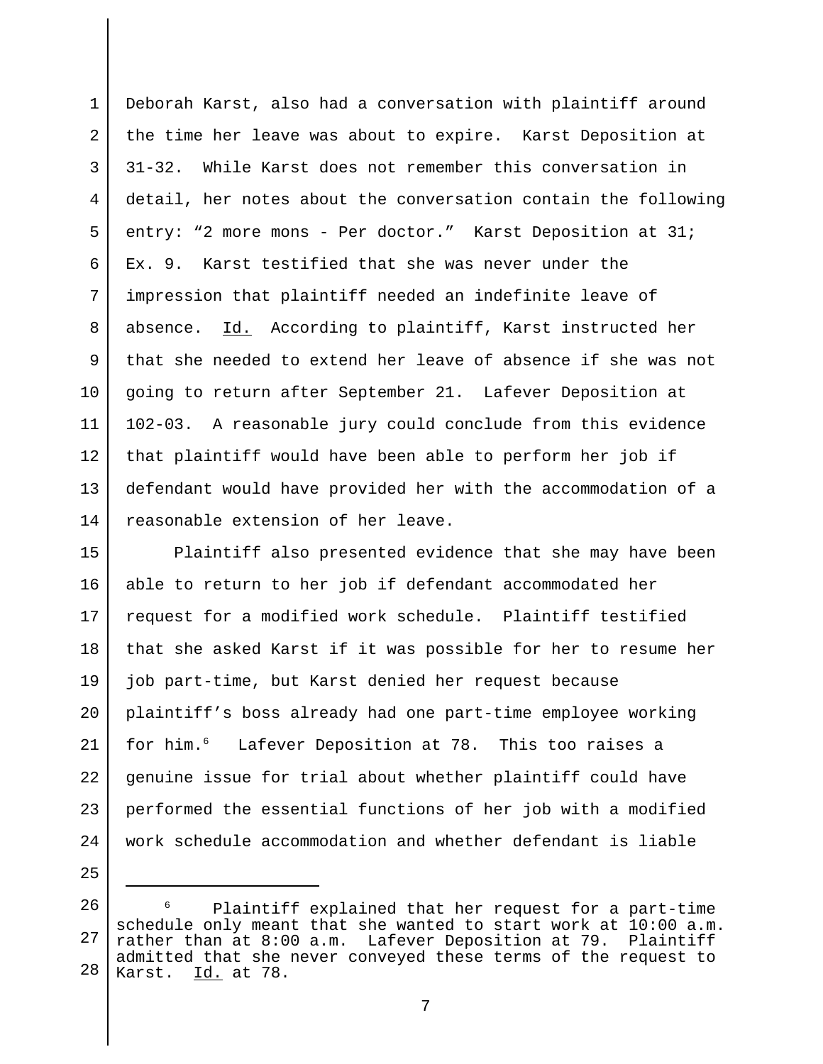Deborah Karst, also had a conversation with plaintiff around the time her leave was about to expire. Karst Deposition at 31-32. While Karst does not remember this conversation in detail, her notes about the conversation contain the following entry: "2 more mons - Per doctor." Karst Deposition at 31; Ex. 9. Karst testified that she was never under the impression that plaintiff needed an indefinite leave of absence. Id. According to plaintiff, Karst instructed her that she needed to extend her leave of absence if she was not going to return after September 21. Lafever Deposition at 102-03. A reasonable jury could conclude from this evidence that plaintiff would have been able to perform her job if defendant would have provided her with the accommodation of a reasonable extension of her leave.

Plaintiff also presented evidence that she may have been able to return to her job if defendant accommodated her request for a modified work schedule. Plaintiff testified that she asked Karst if it was possible for her to resume her job part-time, but Karst denied her request because plaintiff's boss already had one part-time employee working for him.[6] Lafever Deposition at 78. This too raises a genuine issue for trial about whether plaintiff could have performed the essential functions of her job with a modified work schedule accommodation and whether defendant is liable

---

[6] Plaintiff explained that her request for a part-time schedule only meant that she wanted to start work at 10:00 a.m. rather than at 8:00 a.m. Lafever Deposition at 79. Plaintiff admitted that she never conveyed these terms of the request to Karst. Id. at 78.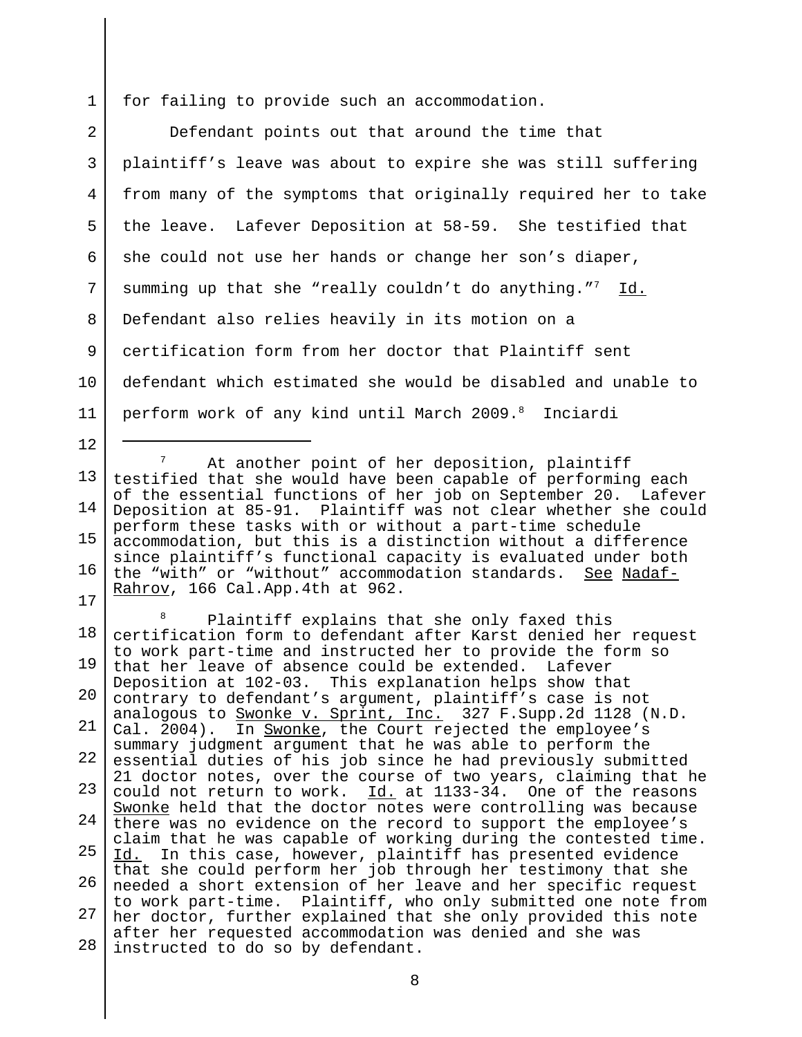for failing to provide such an accommodation.

Defendant points out that around the time that plaintiff's leave was about to expire she was still suffering from many of the symptoms that originally required her to take the leave. Lafever Deposition at 58-59. She testified that she could not use her hands or change her son's diaper, summing up that she "really couldn't do anything."[7] Id. Defendant also relies heavily in its motion on a certification form from her doctor that Plaintiff sent defendant which estimated she would be disabled and unable to perform work of any kind until March 2009.[8] Inciardi

---

[7] At another point of her deposition, plaintiff testified that she would have been capable of performing each of the essential functions of her job on September 20. Lafever Deposition at 85-91. Plaintiff was not clear whether she could perform these tasks with or without a part-time schedule accommodation, but this is a distinction without a difference since plaintiff's functional capacity is evaluated under both the "with" or "without" accommodation standards. See Nadaf-Rahrov, 166 Cal.App.4th at 962.

[8] Plaintiff explains that she only faxed this certification form to defendant after Karst denied her request to work part-time and instructed her to provide the form so that her leave of absence could be extended. Lafever Deposition at 102-03. This explanation helps show that contrary to defendant's argument, plaintiff's case is not analogous to Swonke v. Sprint, Inc. 327 F.Supp.2d 1128 (N.D. Cal. 2004). In Swonke, the Court rejected the employee's summary judgment argument that he was able to perform the essential duties of his job since he had previously submitted 21 doctor notes, over the course of two years, claiming that he could not return to work. Id. at 1133-34. One of the reasons Swonke held that the doctor notes were controlling was because there was no evidence on the record to support the employee's claim that he was capable of working during the contested time. Id. In this case, however, plaintiff has presented evidence that she could perform her job through her testimony that she needed a short extension of her leave and her specific request to work part-time. Plaintiff, who only submitted one note from her doctor, further explained that she only provided this note after her requested accommodation was denied and she was instructed to do so by defendant.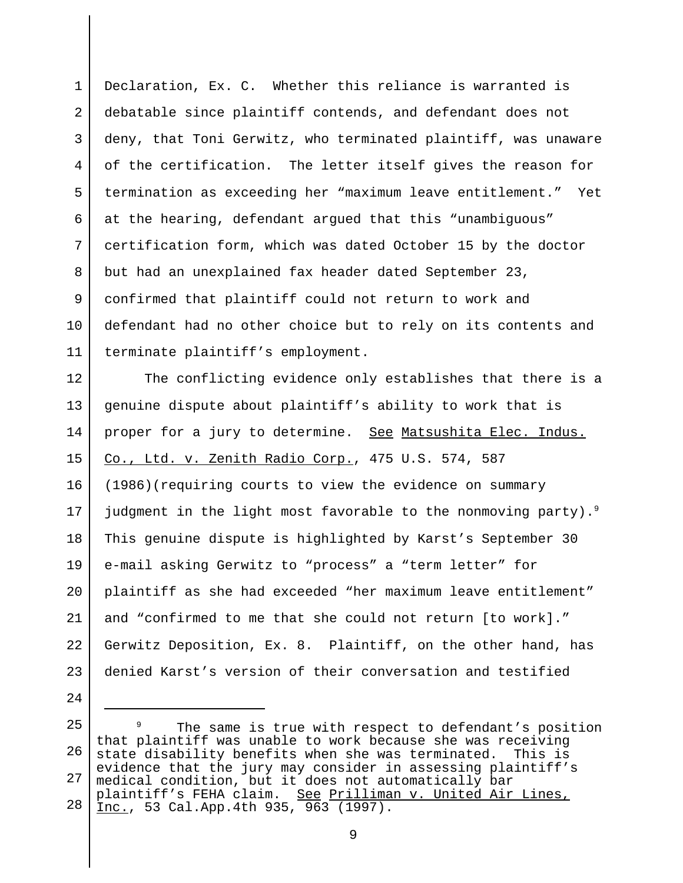Declaration, Ex. C. Whether this reliance is warranted is debatable since plaintiff contends, and defendant does not deny, that Toni Gerwitz, who terminated plaintiff, was unaware of the certification. The letter itself gives the reason for termination as exceeding her "maximum leave entitlement." Yet at the hearing, defendant argued that this "unambiguous" certification form, which was dated October 15 by the doctor but had an unexplained fax header dated September 23, confirmed that plaintiff could not return to work and defendant had no other choice but to rely on its contents and terminate plaintiff's employment.

The conflicting evidence only establishes that there is a genuine dispute about plaintiff's ability to work that is proper for a jury to determine. See Matsushita Elec. Indus. Co., Ltd. v. Zenith Radio Corp., 475 U.S. 574, 587 (1986)(requiring courts to view the evidence on summary judgment in the light most favorable to the nonmoving party).[9] This genuine dispute is highlighted by Karst's September 30 e-mail asking Gerwitz to "process" a "term letter" for plaintiff as she had exceeded "her maximum leave entitlement" and "confirmed to me that she could not return [to work]." Gerwitz Deposition, Ex. 8. Plaintiff, on the other hand, has denied Karst's version of their conversation and testified

---

[9] The same is true with respect to defendant's position that plaintiff was unable to work because she was receiving state disability benefits when she was terminated. This is evidence that the jury may consider in assessing plaintiff's medical condition, but it does not automatically bar plaintiff's FEHA claim. See Prilliman v. United Air Lines, Inc., 53 Cal.App.4th 935, 963 (1997).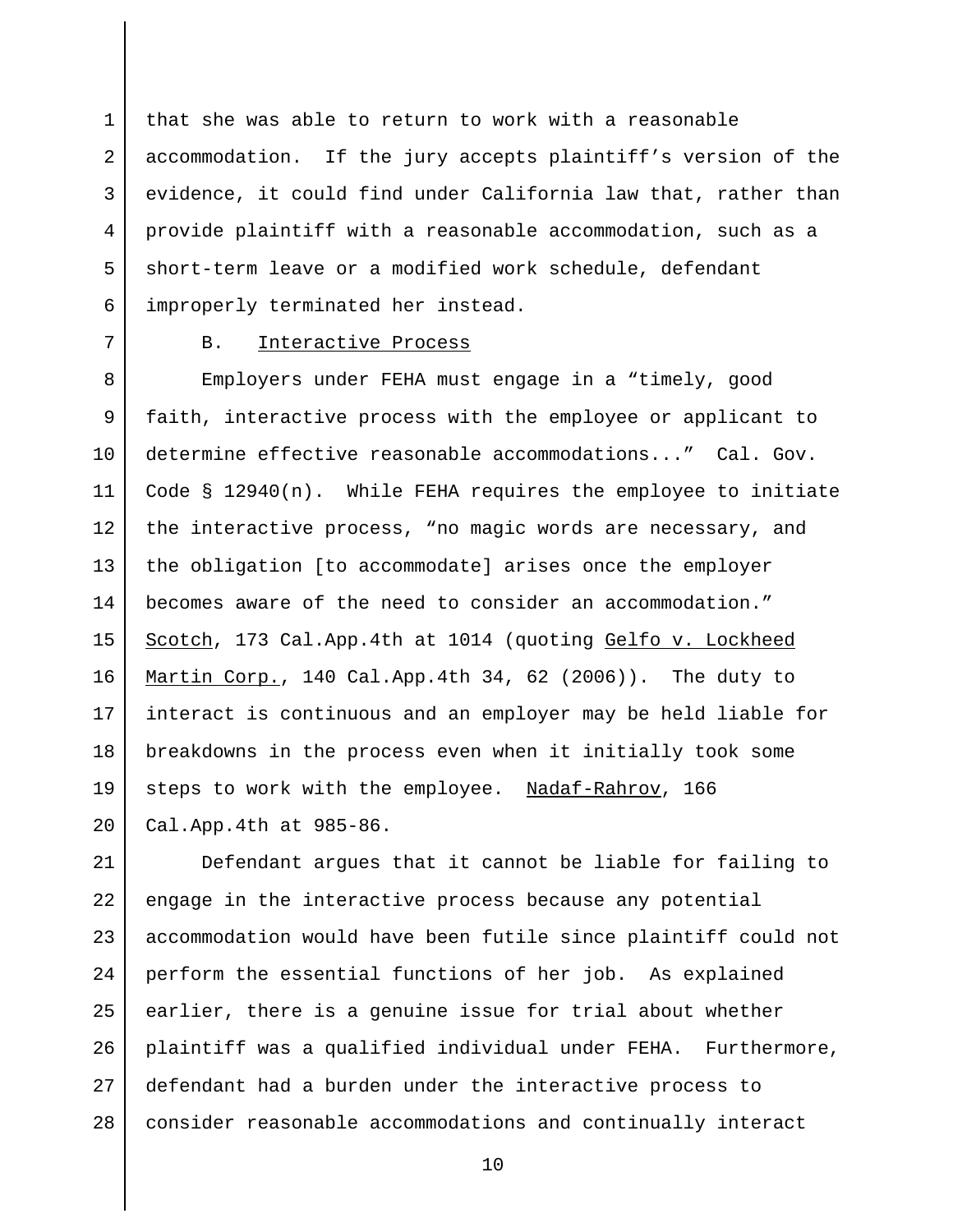that she was able to return to work with a reasonable accommodation. If the jury accepts plaintiff's version of the evidence, it could find under California law that, rather than provide plaintiff with a reasonable accommodation, such as a short-term leave or a modified work schedule, defendant improperly terminated her instead.

B. Interactive Process

Employers under FEHA must engage in a "timely, good faith, interactive process with the employee or applicant to determine effective reasonable accommodations..." Cal. Gov. Code § 12940(n). While FEHA requires the employee to initiate the interactive process, "no magic words are necessary, and the obligation [to accommodate] arises once the employer becomes aware of the need to consider an accommodation." Scotch, 173 Cal.App.4th at 1014 (quoting Gelfo v. Lockheed Martin Corp., 140 Cal.App.4th 34, 62 (2006)). The duty to interact is continuous and an employer may be held liable for breakdowns in the process even when it initially took some steps to work with the employee. Nadaf-Rahrov, 166 Cal.App.4th at 985-86.

Defendant argues that it cannot be liable for failing to engage in the interactive process because any potential accommodation would have been futile since plaintiff could not perform the essential functions of her job. As explained earlier, there is a genuine issue for trial about whether plaintiff was a qualified individual under FEHA. Furthermore, defendant had a burden under the interactive process to consider reasonable accommodations and continually interact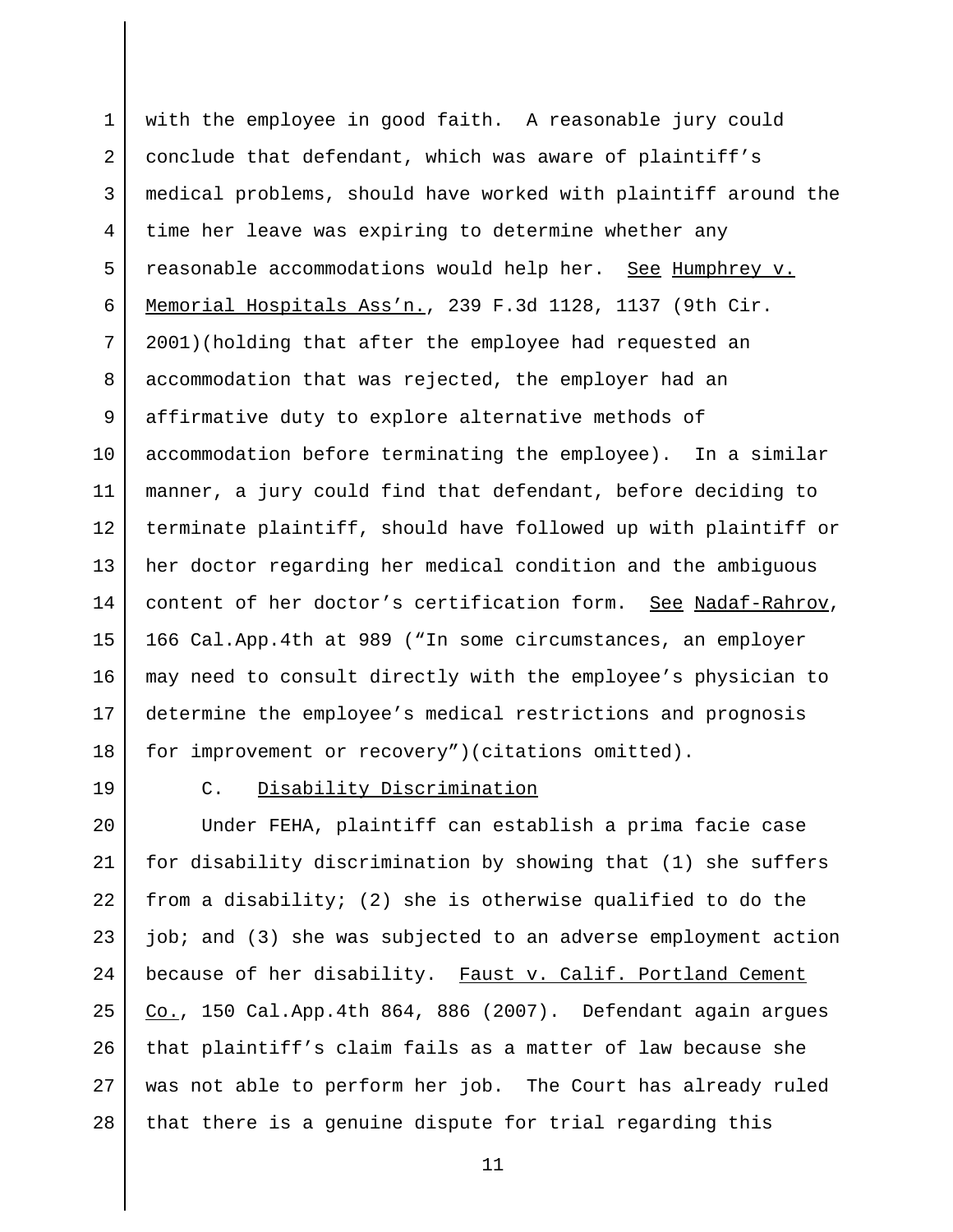with the employee in good faith. A reasonable jury could conclude that defendant, which was aware of plaintiff's medical problems, should have worked with plaintiff around the time her leave was expiring to determine whether any reasonable accommodations would help her. See Humphrey v. Memorial Hospitals Ass'n., 239 F.3d 1128, 1137 (9th Cir. 2001)(holding that after the employee had requested an accommodation that was rejected, the employer had an affirmative duty to explore alternative methods of accommodation before terminating the employee). In a similar manner, a jury could find that defendant, before deciding to terminate plaintiff, should have followed up with plaintiff or her doctor regarding her medical condition and the ambiguous content of her doctor's certification form. See Nadaf-Rahrov, 166 Cal.App.4th at 989 ("In some circumstances, an employer may need to consult directly with the employee's physician to determine the employee's medical restrictions and prognosis for improvement or recovery")(citations omitted).

### C. Disability Discrimination

Under FEHA, plaintiff can establish a prima facie case for disability discrimination by showing that (1) she suffers from a disability; (2) she is otherwise qualified to do the job; and (3) she was subjected to an adverse employment action because of her disability. Faust v. Calif. Portland Cement Co., 150 Cal.App.4th 864, 886 (2007). Defendant again argues that plaintiff's claim fails as a matter of law because she was not able to perform her job. The Court has already ruled that there is a genuine dispute for trial regarding this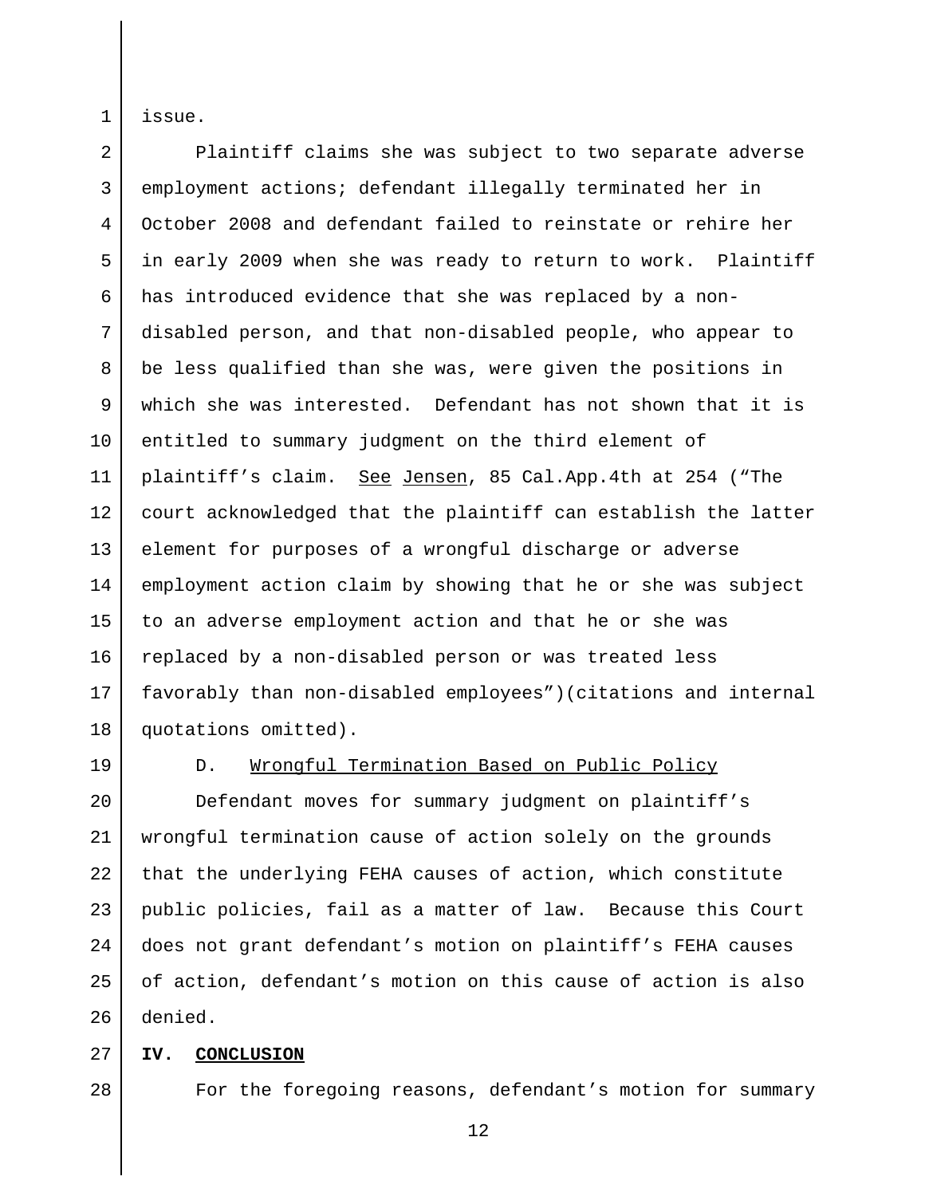issue.

Plaintiff claims she was subject to two separate adverse employment actions; defendant illegally terminated her in October 2008 and defendant failed to reinstate or rehire her in early 2009 when she was ready to return to work. Plaintiff has introduced evidence that she was replaced by a non-disabled person, and that non-disabled people, who appear to be less qualified than she was, were given the positions in which she was interested. Defendant has not shown that it is entitled to summary judgment on the third element of plaintiff's claim. See Jensen, 85 Cal.App.4th at 254 ("The court acknowledged that the plaintiff can establish the latter element for purposes of a wrongful discharge or adverse employment action claim by showing that he or she was subject to an adverse employment action and that he or she was replaced by a non-disabled person or was treated less favorably than non-disabled employees")(citations and internal quotations omitted).

### D. Wrongful Termination Based on Public Policy

Defendant moves for summary judgment on plaintiff's wrongful termination cause of action solely on the grounds that the underlying FEHA causes of action, which constitute public policies, fail as a matter of law. Because this Court does not grant defendant's motion on plaintiff's FEHA causes of action, defendant's motion on this cause of action is also denied.

## IV. CONCLUSION

For the foregoing reasons, defendant's motion for summary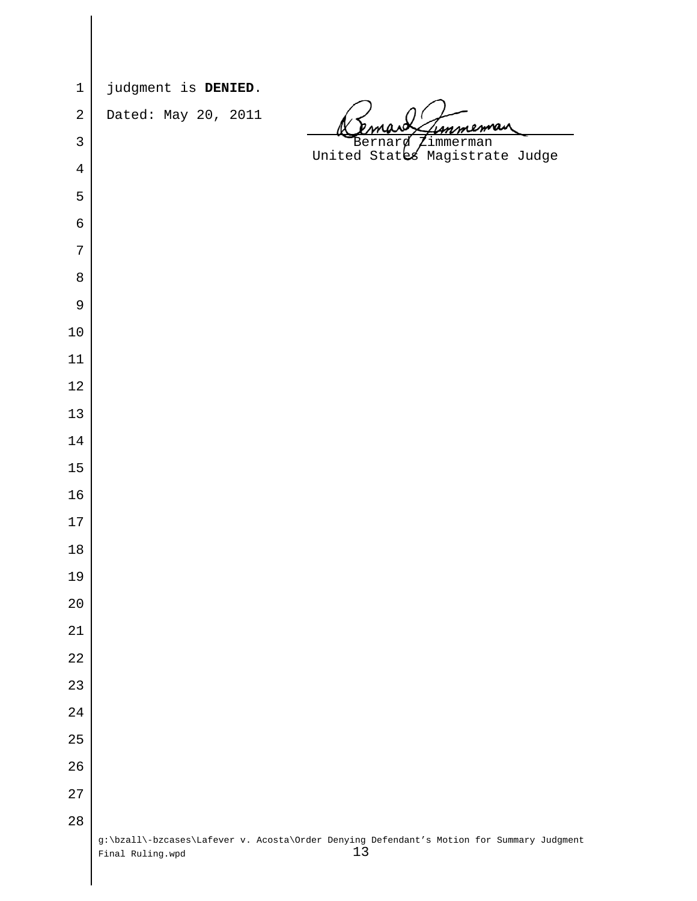judgment is **DENIED**.

Dated: May 20, 2011

Bernard Zimmerman
United States Magistrate Judge

g:\bzall\-bzcases\Lafever v. Acosta\Order Denying Defendant's Motion for Summary Judgment Final Ruling.wpd